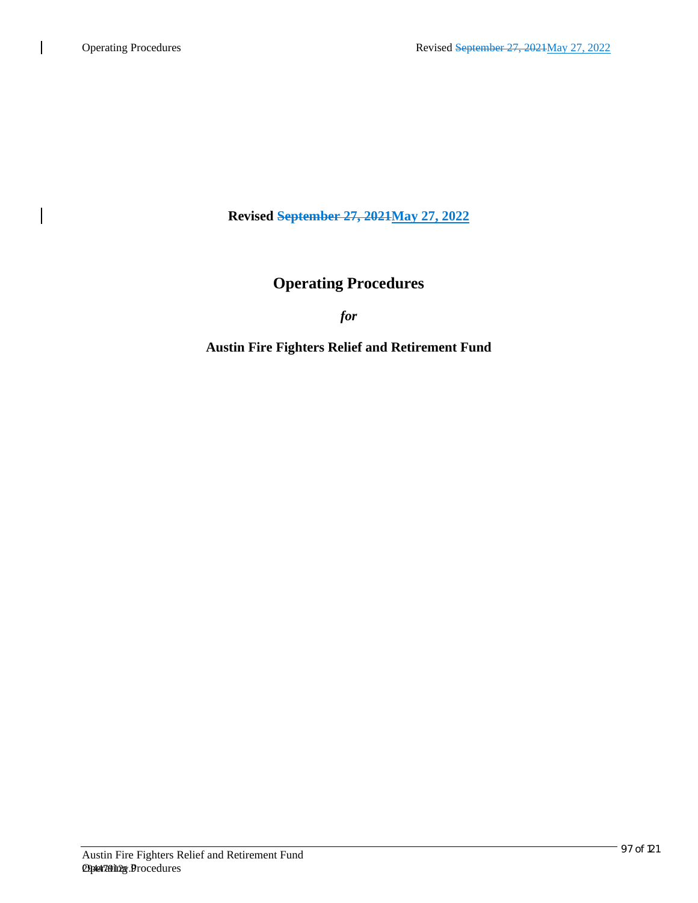**Revised ~~September 27, 2021~~May 27, 2022**

# Operating Procedures

***for***

**Austin Fire Fighters Relief and Retirement Fund**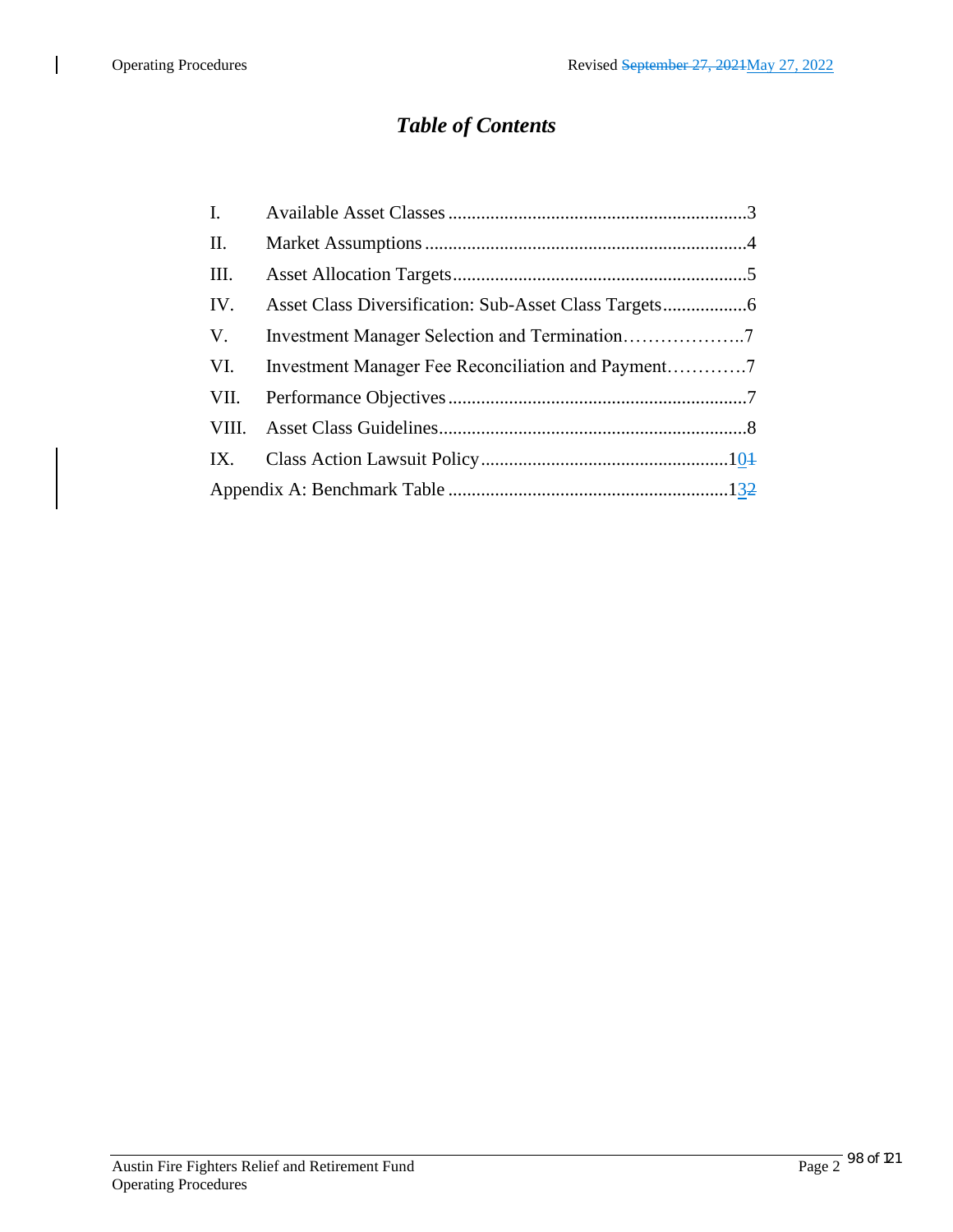# *Table of Contents*

| | | |
|---|---|---|
| I. | Available Asset Classes | 3 |
| II. | Market Assumptions | 4 |
| III. | Asset Allocation Targets | 5 |
| IV. | Asset Class Diversification: Sub-Asset Class Targets | 6 |
| V. | Investment Manager Selection and Termination | 7 |
| VI. | Investment Manager Fee Reconciliation and Payment | 7 |
| VII. | Performance Objectives | 7 |
| VIII. | Asset Class Guidelines | 8 |
| IX. | Class Action Lawsuit Policy | 10 |
| Appendix A: Benchmark Table | | 13 |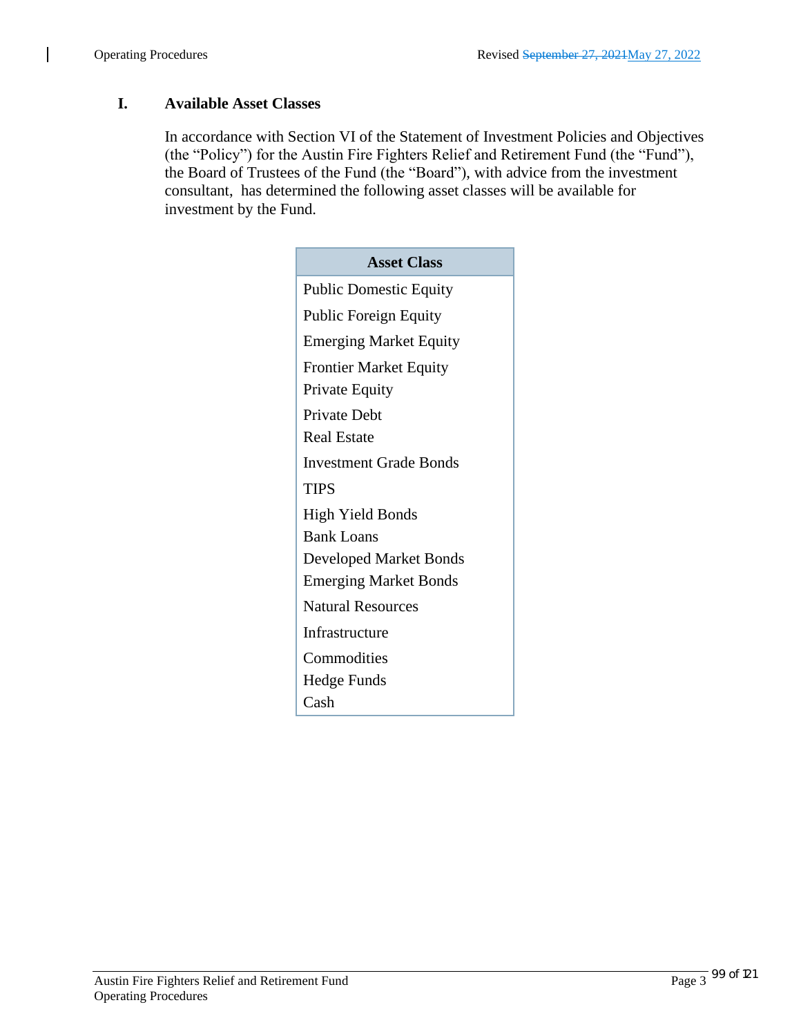## I. Available Asset Classes

In accordance with Section VI of the Statement of Investment Policies and Objectives (the "Policy") for the Austin Fire Fighters Relief and Retirement Fund (the "Fund"), the Board of Trustees of the Fund (the "Board"), with advice from the investment consultant, has determined the following asset classes will be available for investment by the Fund.

| Asset Class |
|---|
| Public Domestic Equity |
| Public Foreign Equity |
| Emerging Market Equity |
| Frontier Market Equity |
| Private Equity |
| Private Debt |
| Real Estate |
| Investment Grade Bonds |
| TIPS |
| High Yield Bonds |
| Bank Loans |
| Developed Market Bonds |
| Emerging Market Bonds |
| Natural Resources |
| Infrastructure |
| Commodities |
| Hedge Funds |
| Cash |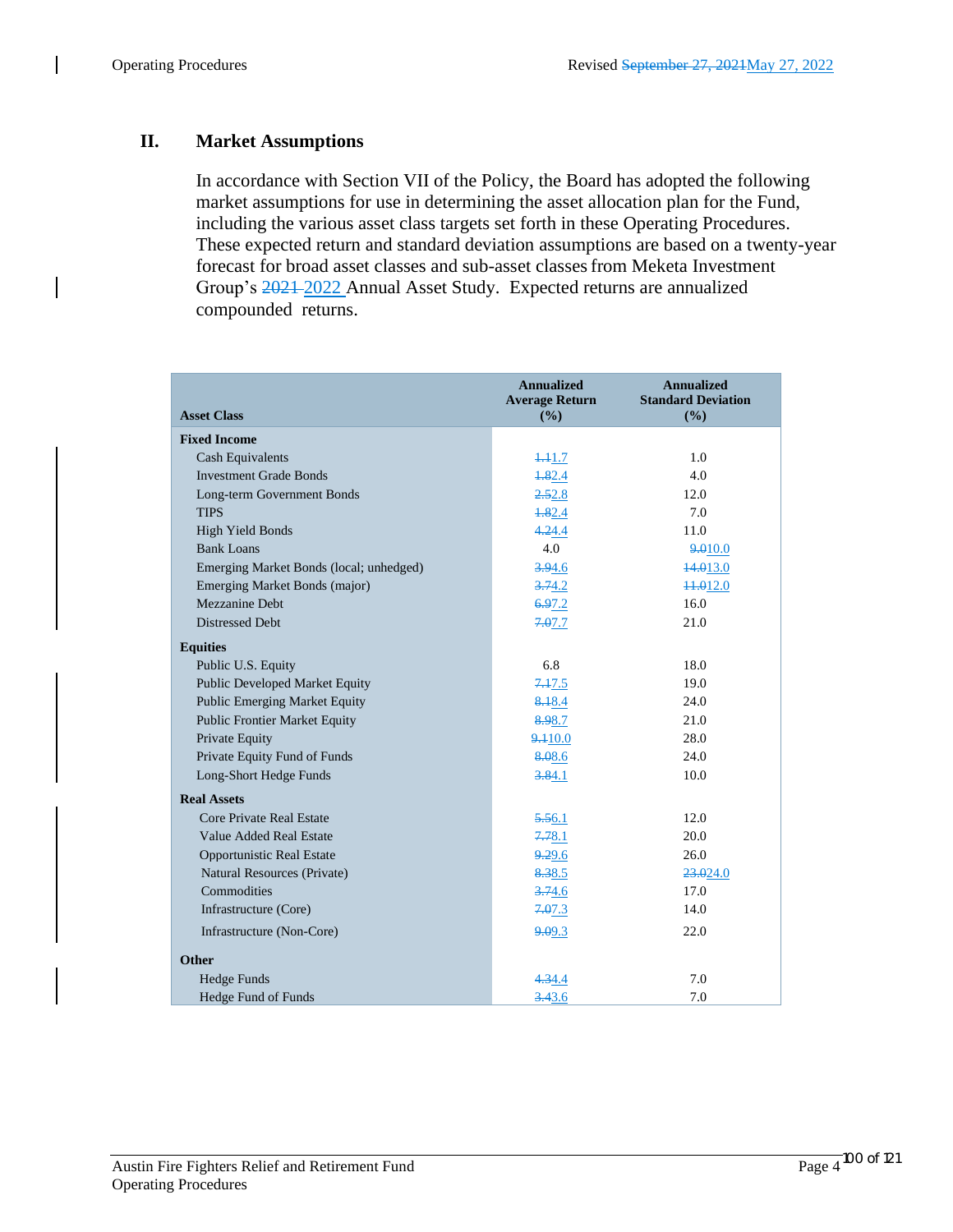## II. Market Assumptions

In accordance with Section VII of the Policy, the Board has adopted the following market assumptions for use in determining the asset allocation plan for the Fund, including the various asset class targets set forth in these Operating Procedures. These expected return and standard deviation assumptions are based on a twenty-year forecast for broad asset classes and sub-asset classes from Meketa Investment Group's ~~2021~~ 2022 Annual Asset Study. Expected returns are annualized compounded returns.

| Asset Class | Annualized Average Return (%) | Annualized Standard Deviation (%) |
|---|---|---|
| **Fixed Income** | | |
| Cash Equivalents | ~~1.1~~1.7 | 1.0 |
| Investment Grade Bonds | ~~1.8~~2.4 | 4.0 |
| Long-term Government Bonds | ~~2.5~~2.8 | 12.0 |
| TIPS | ~~1.8~~2.4 | 7.0 |
| High Yield Bonds | ~~4.2~~4.4 | 11.0 |
| Bank Loans | 4.0 | ~~9.0~~10.0 |
| Emerging Market Bonds (local; unhedged) | ~~3.9~~4.6 | ~~14.0~~13.0 |
| Emerging Market Bonds (major) | ~~3.7~~4.2 | ~~11.0~~12.0 |
| Mezzanine Debt | ~~6.9~~7.2 | 16.0 |
| Distressed Debt | ~~7.0~~7.7 | 21.0 |
| **Equities** | | |
| Public U.S. Equity | 6.8 | 18.0 |
| Public Developed Market Equity | ~~7.1~~7.5 | 19.0 |
| Public Emerging Market Equity | ~~8.1~~8.4 | 24.0 |
| Public Frontier Market Equity | ~~8.9~~8.7 | 21.0 |
| Private Equity | ~~9.1~~10.0 | 28.0 |
| Private Equity Fund of Funds | ~~8.0~~8.6 | 24.0 |
| Long-Short Hedge Funds | ~~3.8~~4.1 | 10.0 |
| **Real Assets** | | |
| Core Private Real Estate | ~~5.5~~6.1 | 12.0 |
| Value Added Real Estate | ~~7.7~~8.1 | 20.0 |
| Opportunistic Real Estate | ~~9.2~~9.6 | 26.0 |
| Natural Resources (Private) | ~~8.3~~8.5 | ~~23.0~~24.0 |
| Commodities | ~~3.7~~4.6 | 17.0 |
| Infrastructure (Core) | ~~7.0~~7.3 | 14.0 |
| Infrastructure (Non-Core) | ~~9.0~~9.3 | 22.0 |
| **Other** | | |
| Hedge Funds | ~~4.3~~4.4 | 7.0 |
| Hedge Fund of Funds | ~~3.4~~3.6 | 7.0 |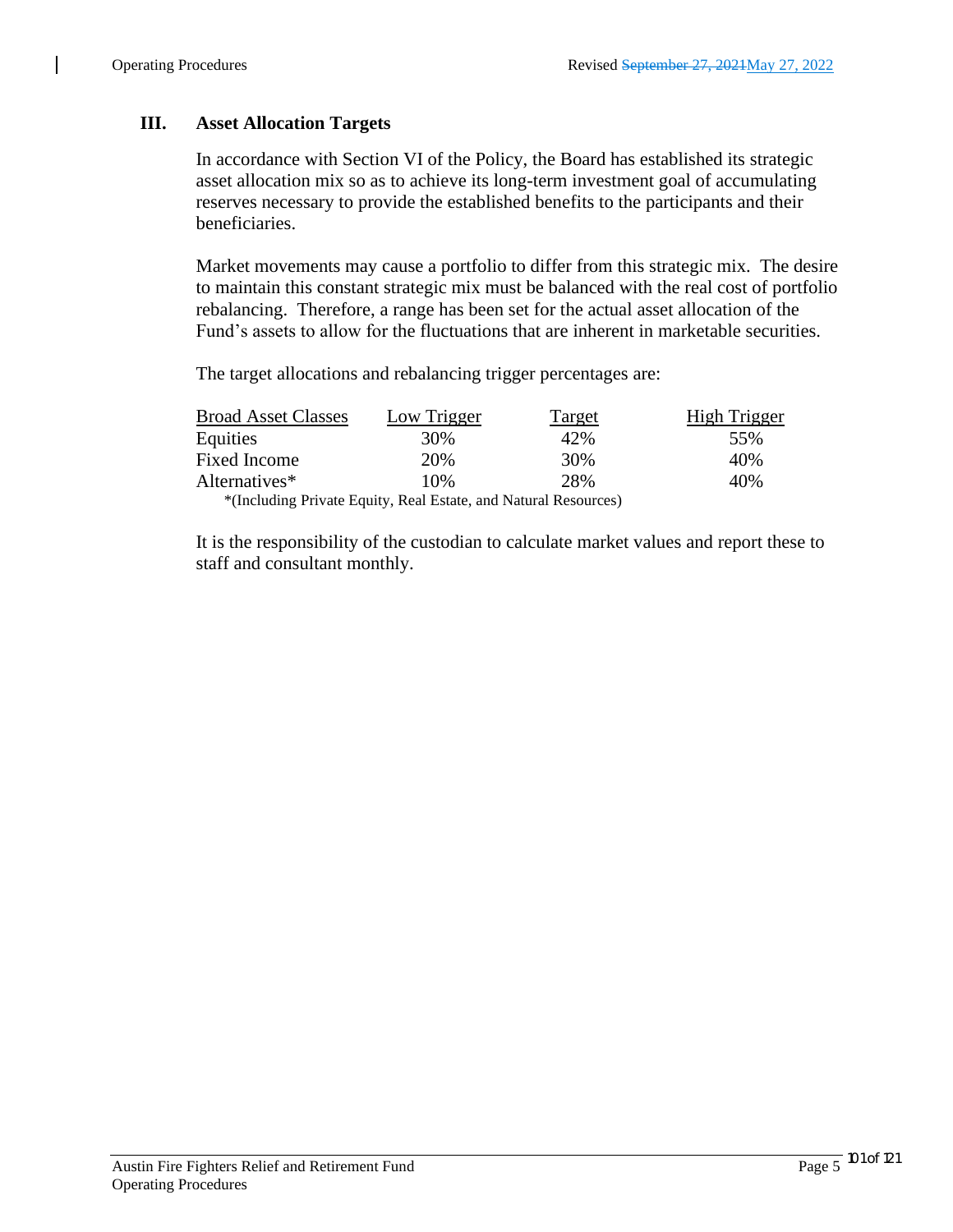## III. Asset Allocation Targets

In accordance with Section VI of the Policy, the Board has established its strategic asset allocation mix so as to achieve its long-term investment goal of accumulating reserves necessary to provide the established benefits to the participants and their beneficiaries.

Market movements may cause a portfolio to differ from this strategic mix. The desire to maintain this constant strategic mix must be balanced with the real cost of portfolio rebalancing. Therefore, a range has been set for the actual asset allocation of the Fund's assets to allow for the fluctuations that are inherent in marketable securities.

The target allocations and rebalancing trigger percentages are:

| Broad Asset Classes | Low Trigger | Target | High Trigger |
|---|---|---|---|
| Equities | 30% | 42% | 55% |
| Fixed Income | 20% | 30% | 40% |
| Alternatives* | 10% | 28% | 40% |

*(Including Private Equity, Real Estate, and Natural Resources)

It is the responsibility of the custodian to calculate market values and report these to staff and consultant monthly.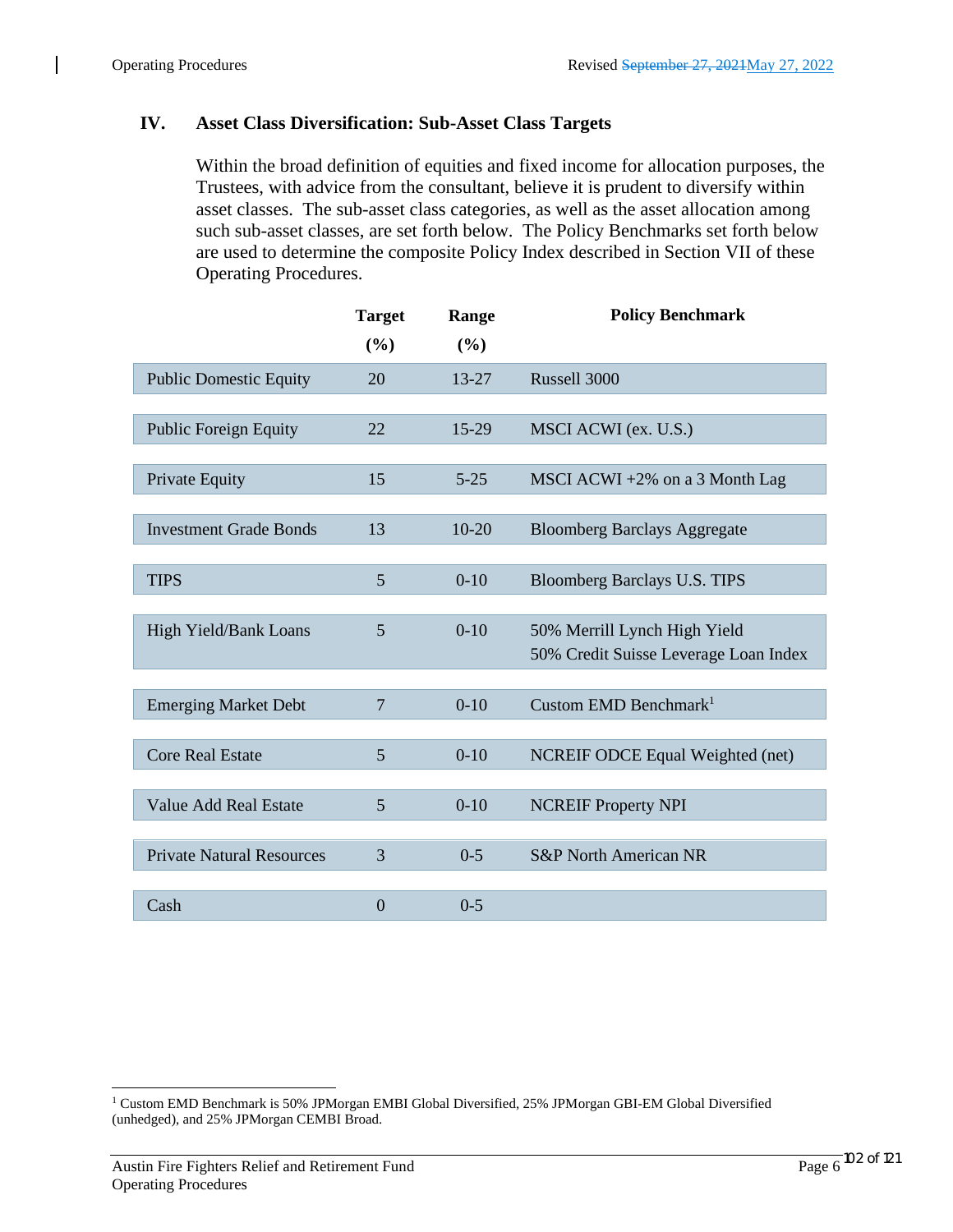## IV. Asset Class Diversification: Sub-Asset Class Targets

Within the broad definition of equities and fixed income for allocation purposes, the Trustees, with advice from the consultant, believe it is prudent to diversify within asset classes. The sub-asset class categories, as well as the asset allocation among such sub-asset classes, are set forth below. The Policy Benchmarks set forth below are used to determine the composite Policy Index described in Section VII of these Operating Procedures.

| | Target (%) | Range (%) | Policy Benchmark |
|---|---|---|---|
| Public Domestic Equity | 20 | 13-27 | Russell 3000 |
| Public Foreign Equity | 22 | 15-29 | MSCI ACWI (ex. U.S.) |
| Private Equity | 15 | 5-25 | MSCI ACWI +2% on a 3 Month Lag |
| Investment Grade Bonds | 13 | 10-20 | Bloomberg Barclays Aggregate |
| TIPS | 5 | 0-10 | Bloomberg Barclays U.S. TIPS |
| High Yield/Bank Loans | 5 | 0-10 | 50% Merrill Lynch High Yield<br>50% Credit Suisse Leverage Loan Index |
| Emerging Market Debt | 7 | 0-10 | Custom EMD Benchmark[1] |
| Core Real Estate | 5 | 0-10 | NCREIF ODCE Equal Weighted (net) |
| Value Add Real Estate | 5 | 0-10 | NCREIF Property NPI |
| Private Natural Resources | 3 | 0-5 | S&P North American NR |
| Cash | 0 | 0-5 | |

[1] Custom EMD Benchmark is 50% JPMorgan EMBI Global Diversified, 25% JPMorgan GBI-EM Global Diversified (unhedged), and 25% JPMorgan CEMBI Broad.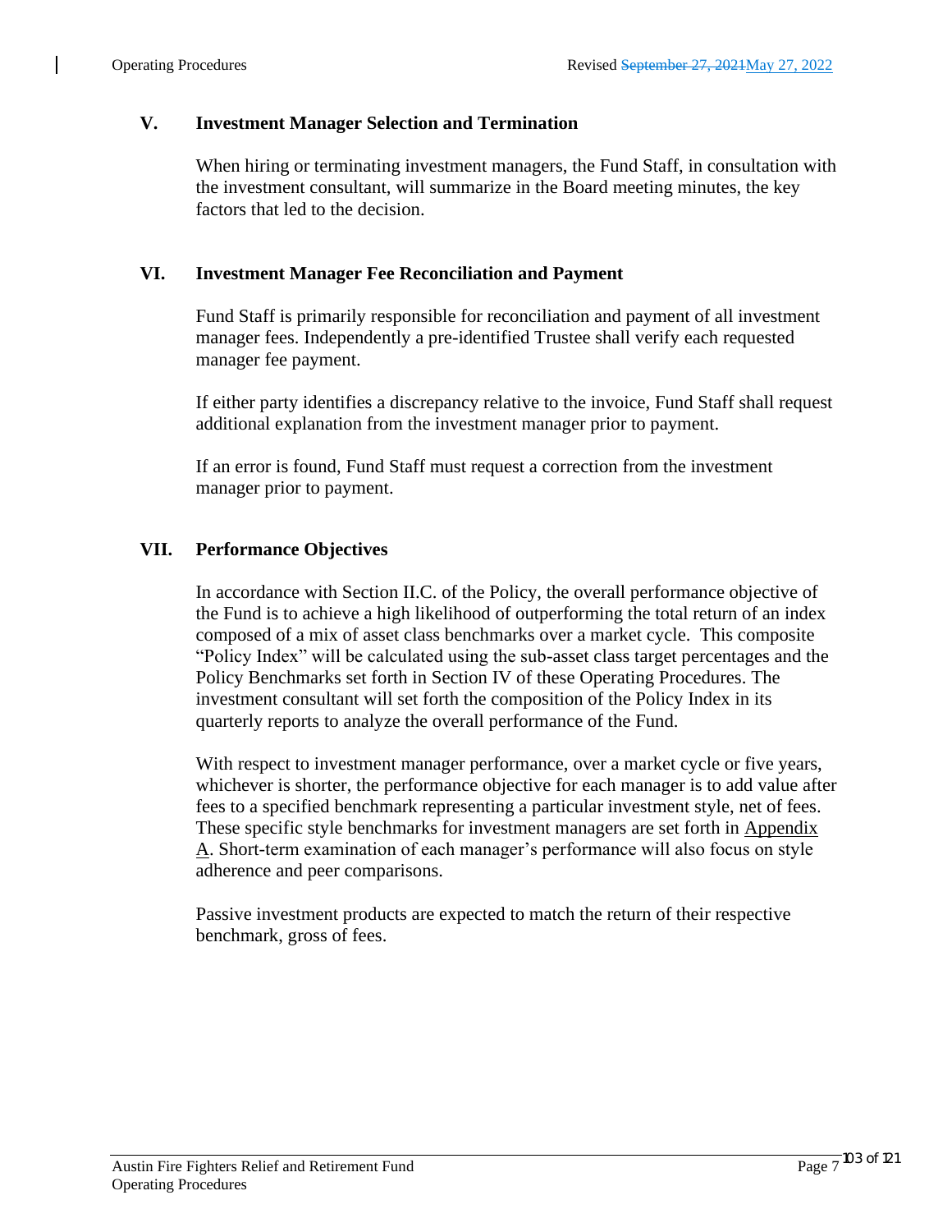## V. Investment Manager Selection and Termination

When hiring or terminating investment managers, the Fund Staff, in consultation with the investment consultant, will summarize in the Board meeting minutes, the key factors that led to the decision.

## VI. Investment Manager Fee Reconciliation and Payment

Fund Staff is primarily responsible for reconciliation and payment of all investment manager fees. Independently a pre-identified Trustee shall verify each requested manager fee payment.

If either party identifies a discrepancy relative to the invoice, Fund Staff shall request additional explanation from the investment manager prior to payment.

If an error is found, Fund Staff must request a correction from the investment manager prior to payment.

## VII. Performance Objectives

In accordance with Section II.C. of the Policy, the overall performance objective of the Fund is to achieve a high likelihood of outperforming the total return of an index composed of a mix of asset class benchmarks over a market cycle. This composite "Policy Index" will be calculated using the sub-asset class target percentages and the Policy Benchmarks set forth in Section IV of these Operating Procedures. The investment consultant will set forth the composition of the Policy Index in its quarterly reports to analyze the overall performance of the Fund.

With respect to investment manager performance, over a market cycle or five years, whichever is shorter, the performance objective for each manager is to add value after fees to a specified benchmark representing a particular investment style, net of fees. These specific style benchmarks for investment managers are set forth in Appendix A. Short-term examination of each manager's performance will also focus on style adherence and peer comparisons.

Passive investment products are expected to match the return of their respective benchmark, gross of fees.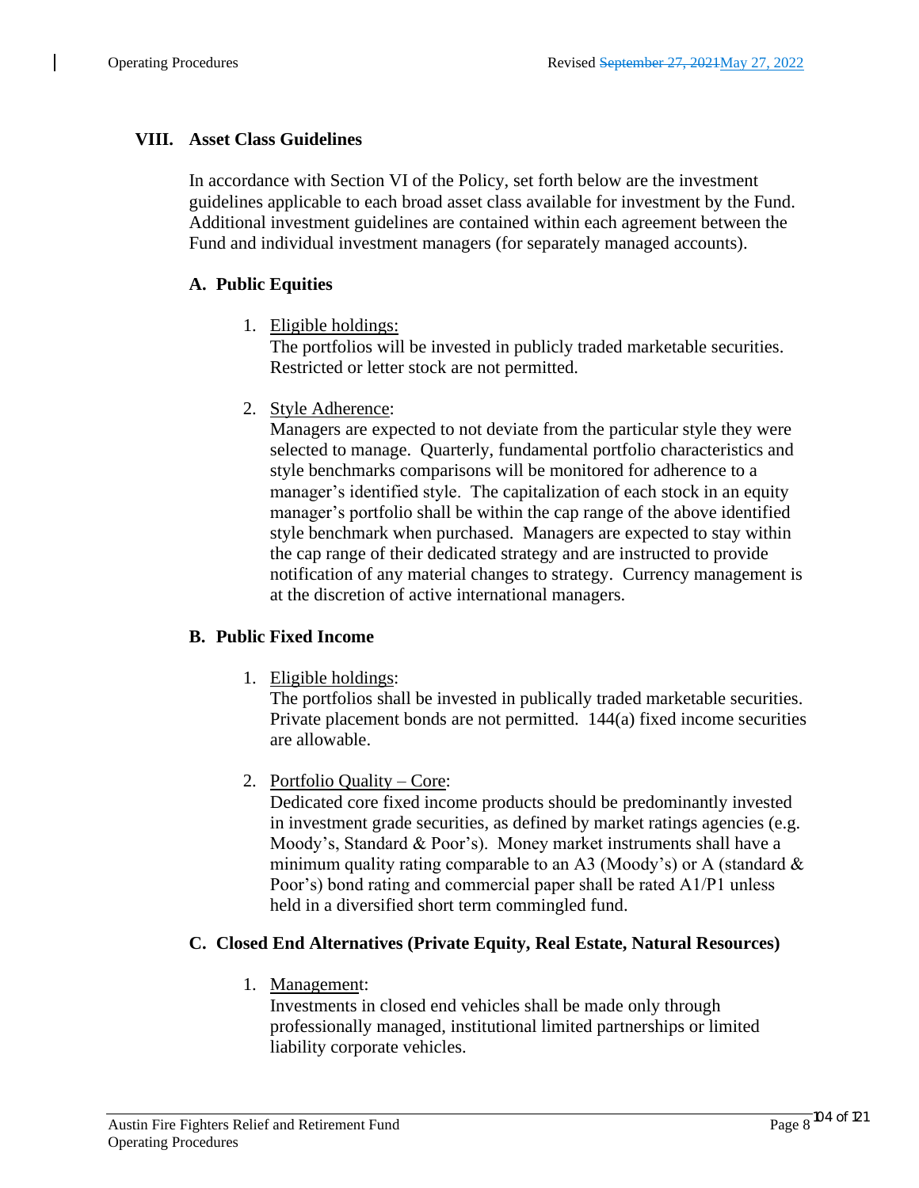## VIII. Asset Class Guidelines

In accordance with Section VI of the Policy, set forth below are the investment guidelines applicable to each broad asset class available for investment by the Fund. Additional investment guidelines are contained within each agreement between the Fund and individual investment managers (for separately managed accounts).

### A. Public Equities

1. Eligible holdings:
   The portfolios will be invested in publicly traded marketable securities. Restricted or letter stock are not permitted.

2. Style Adherence:
   Managers are expected to not deviate from the particular style they were selected to manage. Quarterly, fundamental portfolio characteristics and style benchmarks comparisons will be monitored for adherence to a manager's identified style. The capitalization of each stock in an equity manager's portfolio shall be within the cap range of the above identified style benchmark when purchased. Managers are expected to stay within the cap range of their dedicated strategy and are instructed to provide notification of any material changes to strategy. Currency management is at the discretion of active international managers.

### B. Public Fixed Income

1. Eligible holdings:
   The portfolios shall be invested in publically traded marketable securities. Private placement bonds are not permitted. 144(a) fixed income securities are allowable.

2. Portfolio Quality – Core:
   Dedicated core fixed income products should be predominantly invested in investment grade securities, as defined by market ratings agencies (e.g. Moody's, Standard & Poor's). Money market instruments shall have a minimum quality rating comparable to an A3 (Moody's) or A (standard & Poor's) bond rating and commercial paper shall be rated A1/P1 unless held in a diversified short term commingled fund.

### C. Closed End Alternatives (Private Equity, Real Estate, Natural Resources)

1. Management:
   Investments in closed end vehicles shall be made only through professionally managed, institutional limited partnerships or limited liability corporate vehicles.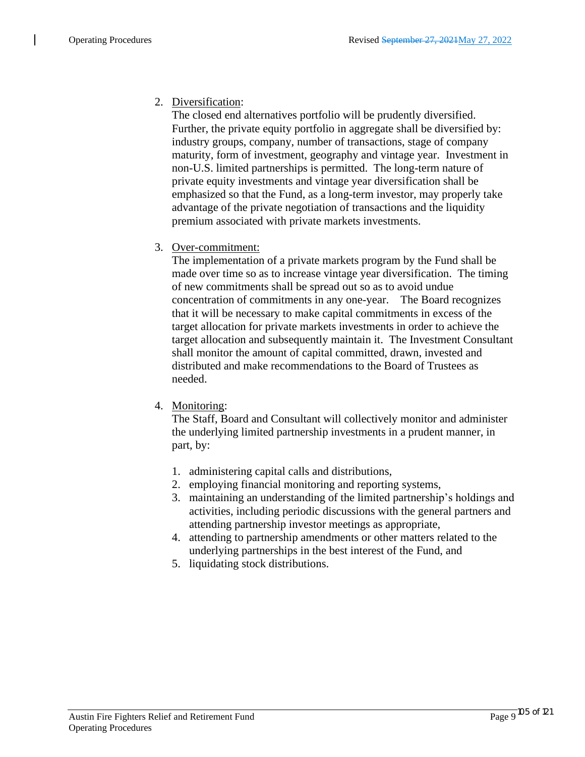2. Diversification:
   The closed end alternatives portfolio will be prudently diversified. Further, the private equity portfolio in aggregate shall be diversified by: industry groups, company, number of transactions, stage of company maturity, form of investment, geography and vintage year. Investment in non-U.S. limited partnerships is permitted. The long-term nature of private equity investments and vintage year diversification shall be emphasized so that the Fund, as a long-term investor, may properly take advantage of the private negotiation of transactions and the liquidity premium associated with private markets investments.

3. Over-commitment:
   The implementation of a private markets program by the Fund shall be made over time so as to increase vintage year diversification. The timing of new commitments shall be spread out so as to avoid undue concentration of commitments in any one-year. The Board recognizes that it will be necessary to make capital commitments in excess of the target allocation for private markets investments in order to achieve the target allocation and subsequently maintain it. The Investment Consultant shall monitor the amount of capital committed, drawn, invested and distributed and make recommendations to the Board of Trustees as needed.

4. Monitoring:
   The Staff, Board and Consultant will collectively monitor and administer the underlying limited partnership investments in a prudent manner, in part, by:

   1. administering capital calls and distributions,
   2. employing financial monitoring and reporting systems,
   3. maintaining an understanding of the limited partnership's holdings and activities, including periodic discussions with the general partners and attending partnership investor meetings as appropriate,
   4. attending to partnership amendments or other matters related to the underlying partnerships in the best interest of the Fund, and
   5. liquidating stock distributions.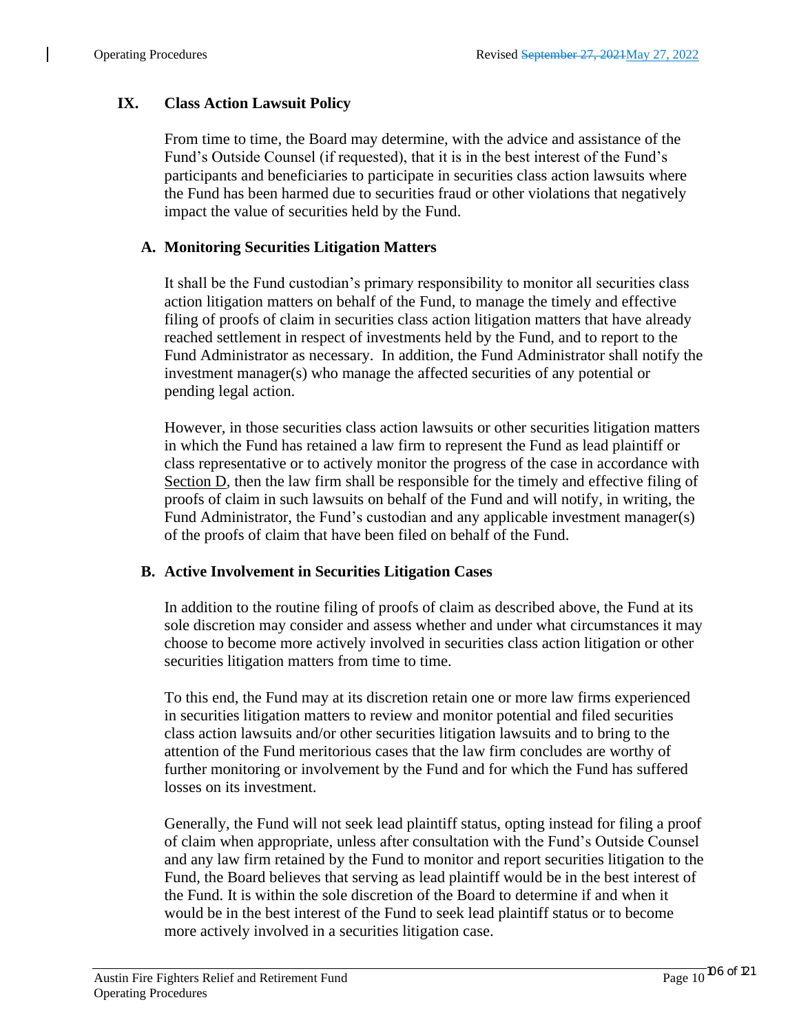## IX. Class Action Lawsuit Policy

From time to time, the Board may determine, with the advice and assistance of the Fund's Outside Counsel (if requested), that it is in the best interest of the Fund's participants and beneficiaries to participate in securities class action lawsuits where the Fund has been harmed due to securities fraud or other violations that negatively impact the value of securities held by the Fund.

### A. Monitoring Securities Litigation Matters

It shall be the Fund custodian's primary responsibility to monitor all securities class action litigation matters on behalf of the Fund, to manage the timely and effective filing of proofs of claim in securities class action litigation matters that have already reached settlement in respect of investments held by the Fund, and to report to the Fund Administrator as necessary. In addition, the Fund Administrator shall notify the investment manager(s) who manage the affected securities of any potential or pending legal action.

However, in those securities class action lawsuits or other securities litigation matters in which the Fund has retained a law firm to represent the Fund as lead plaintiff or class representative or to actively monitor the progress of the case in accordance with Section D, then the law firm shall be responsible for the timely and effective filing of proofs of claim in such lawsuits on behalf of the Fund and will notify, in writing, the Fund Administrator, the Fund's custodian and any applicable investment manager(s) of the proofs of claim that have been filed on behalf of the Fund.

### B. Active Involvement in Securities Litigation Cases

In addition to the routine filing of proofs of claim as described above, the Fund at its sole discretion may consider and assess whether and under what circumstances it may choose to become more actively involved in securities class action litigation or other securities litigation matters from time to time.

To this end, the Fund may at its discretion retain one or more law firms experienced in securities litigation matters to review and monitor potential and filed securities class action lawsuits and/or other securities litigation lawsuits and to bring to the attention of the Fund meritorious cases that the law firm concludes are worthy of further monitoring or involvement by the Fund and for which the Fund has suffered losses on its investment.

Generally, the Fund will not seek lead plaintiff status, opting instead for filing a proof of claim when appropriate, unless after consultation with the Fund's Outside Counsel and any law firm retained by the Fund to monitor and report securities litigation to the Fund, the Board believes that serving as lead plaintiff would be in the best interest of the Fund. It is within the sole discretion of the Board to determine if and when it would be in the best interest of the Fund to seek lead plaintiff status or to become more actively involved in a securities litigation case.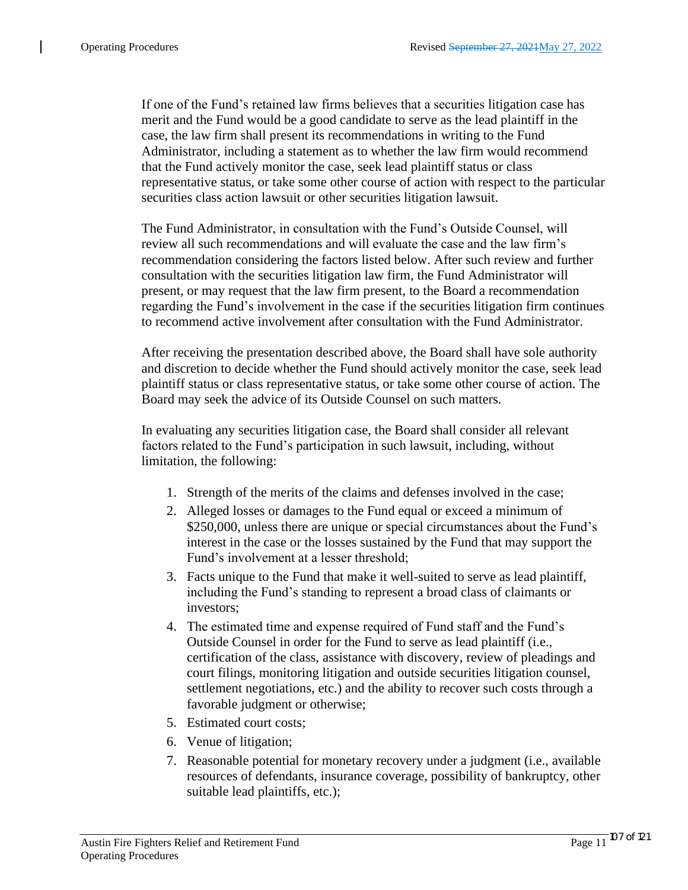If one of the Fund's retained law firms believes that a securities litigation case has merit and the Fund would be a good candidate to serve as the lead plaintiff in the case, the law firm shall present its recommendations in writing to the Fund Administrator, including a statement as to whether the law firm would recommend that the Fund actively monitor the case, seek lead plaintiff status or class representative status, or take some other course of action with respect to the particular securities class action lawsuit or other securities litigation lawsuit.

The Fund Administrator, in consultation with the Fund's Outside Counsel, will review all such recommendations and will evaluate the case and the law firm's recommendation considering the factors listed below. After such review and further consultation with the securities litigation law firm, the Fund Administrator will present, or may request that the law firm present, to the Board a recommendation regarding the Fund's involvement in the case if the securities litigation firm continues to recommend active involvement after consultation with the Fund Administrator.

After receiving the presentation described above, the Board shall have sole authority and discretion to decide whether the Fund should actively monitor the case, seek lead plaintiff status or class representative status, or take some other course of action. The Board may seek the advice of its Outside Counsel on such matters.

In evaluating any securities litigation case, the Board shall consider all relevant factors related to the Fund's participation in such lawsuit, including, without limitation, the following:

1. Strength of the merits of the claims and defenses involved in the case;
2. Alleged losses or damages to the Fund equal or exceed a minimum of $250,000, unless there are unique or special circumstances about the Fund's interest in the case or the losses sustained by the Fund that may support the Fund's involvement at a lesser threshold;
3. Facts unique to the Fund that make it well-suited to serve as lead plaintiff, including the Fund's standing to represent a broad class of claimants or investors;
4. The estimated time and expense required of Fund staff and the Fund's Outside Counsel in order for the Fund to serve as lead plaintiff (i.e., certification of the class, assistance with discovery, review of pleadings and court filings, monitoring litigation and outside securities litigation counsel, settlement negotiations, etc.) and the ability to recover such costs through a favorable judgment or otherwise;
5. Estimated court costs;
6. Venue of litigation;
7. Reasonable potential for monetary recovery under a judgment (i.e., available resources of defendants, insurance coverage, possibility of bankruptcy, other suitable lead plaintiffs, etc.);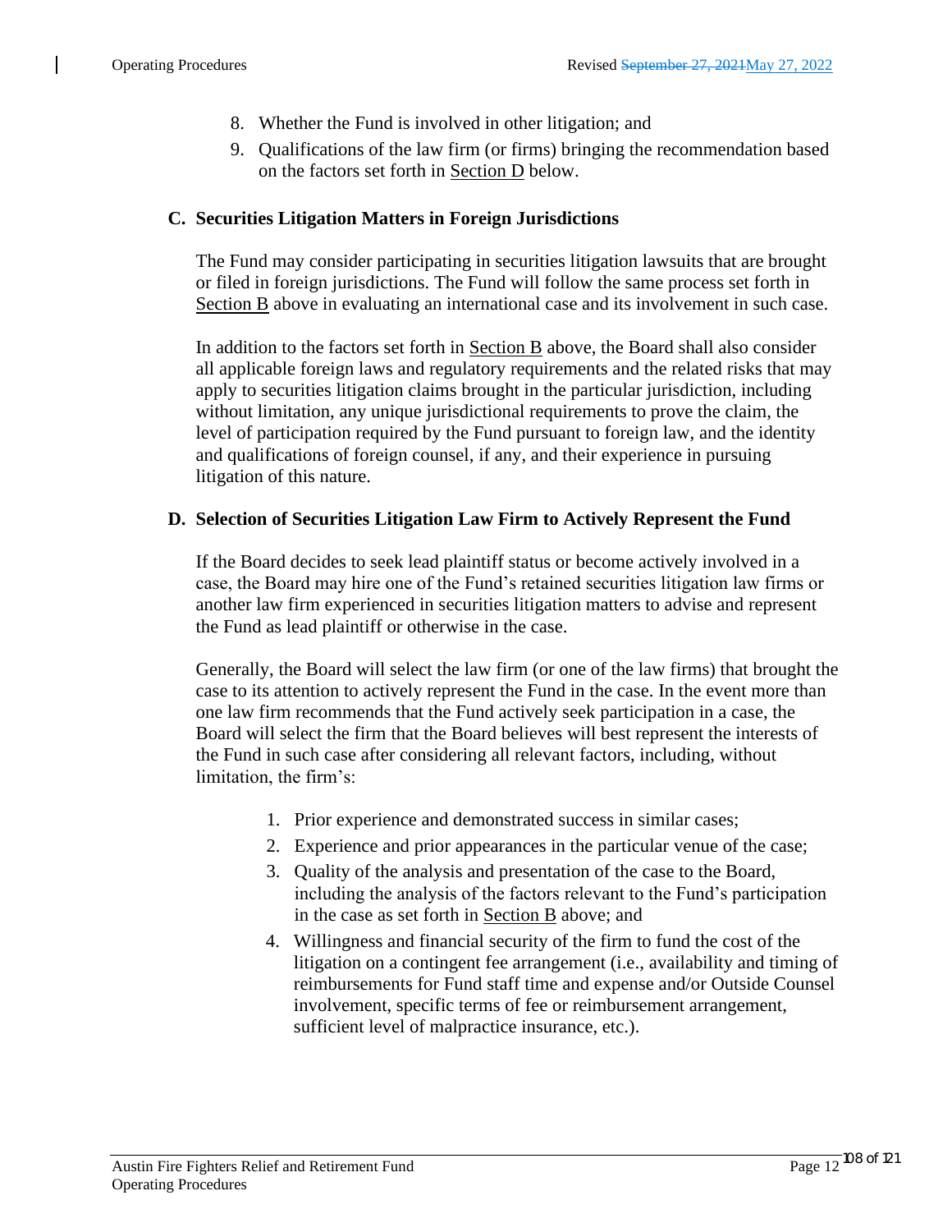8. Whether the Fund is involved in other litigation; and
9. Qualifications of the law firm (or firms) bringing the recommendation based on the factors set forth in Section D below.

### C. Securities Litigation Matters in Foreign Jurisdictions

The Fund may consider participating in securities litigation lawsuits that are brought or filed in foreign jurisdictions. The Fund will follow the same process set forth in Section B above in evaluating an international case and its involvement in such case.

In addition to the factors set forth in Section B above, the Board shall also consider all applicable foreign laws and regulatory requirements and the related risks that may apply to securities litigation claims brought in the particular jurisdiction, including without limitation, any unique jurisdictional requirements to prove the claim, the level of participation required by the Fund pursuant to foreign law, and the identity and qualifications of foreign counsel, if any, and their experience in pursuing litigation of this nature.

### D. Selection of Securities Litigation Law Firm to Actively Represent the Fund

If the Board decides to seek lead plaintiff status or become actively involved in a case, the Board may hire one of the Fund's retained securities litigation law firms or another law firm experienced in securities litigation matters to advise and represent the Fund as lead plaintiff or otherwise in the case.

Generally, the Board will select the law firm (or one of the law firms) that brought the case to its attention to actively represent the Fund in the case. In the event more than one law firm recommends that the Fund actively seek participation in a case, the Board will select the firm that the Board believes will best represent the interests of the Fund in such case after considering all relevant factors, including, without limitation, the firm's:

1. Prior experience and demonstrated success in similar cases;
2. Experience and prior appearances in the particular venue of the case;
3. Quality of the analysis and presentation of the case to the Board, including the analysis of the factors relevant to the Fund's participation in the case as set forth in Section B above; and
4. Willingness and financial security of the firm to fund the cost of the litigation on a contingent fee arrangement (i.e., availability and timing of reimbursements for Fund staff time and expense and/or Outside Counsel involvement, specific terms of fee or reimbursement arrangement, sufficient level of malpractice insurance, etc.).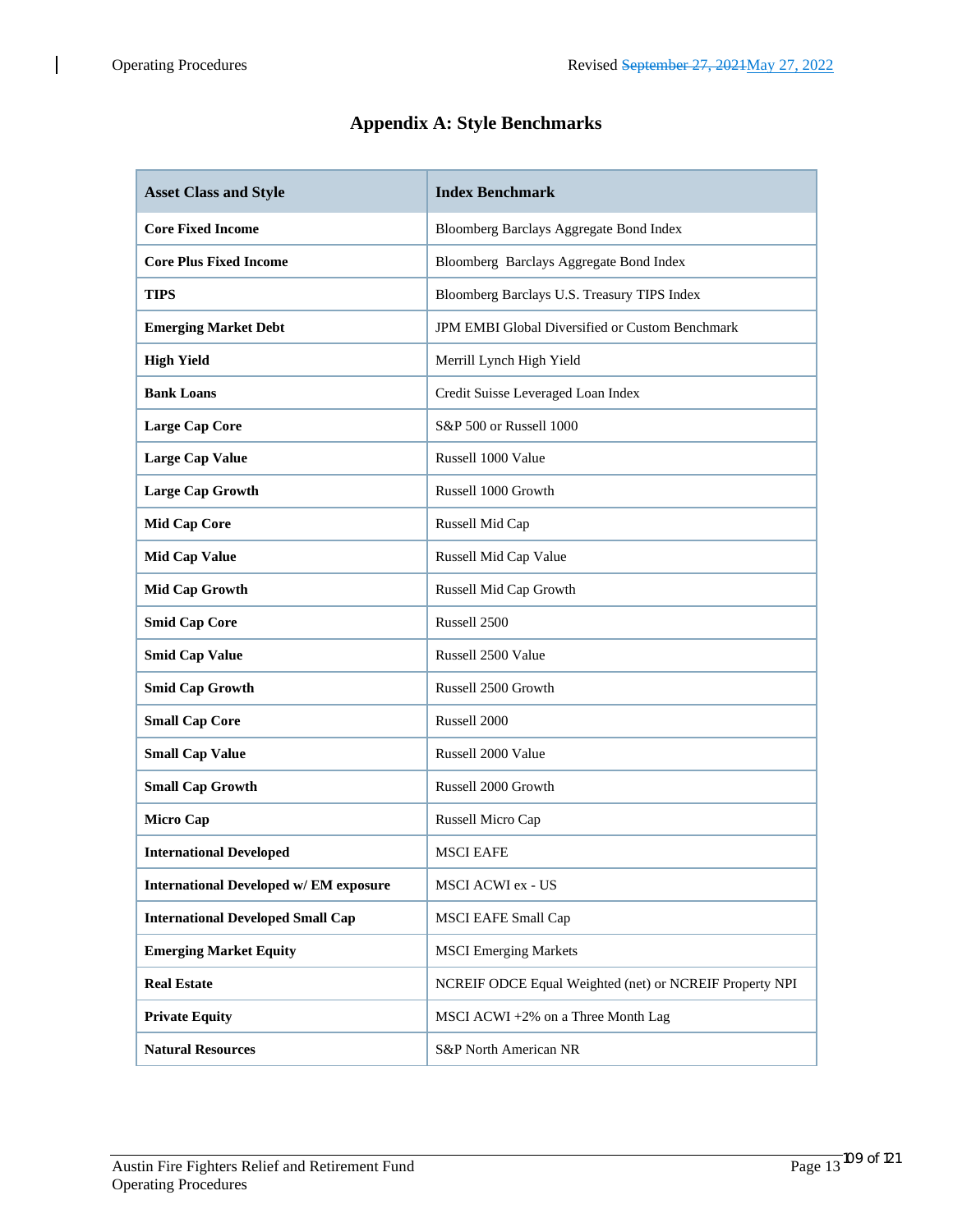# Appendix A: Style Benchmarks

| Asset Class and Style | Index Benchmark |
|---|---|
| **Core Fixed Income** | Bloomberg Barclays Aggregate Bond Index |
| **Core Plus Fixed Income** | Bloomberg Barclays Aggregate Bond Index |
| **TIPS** | Bloomberg Barclays U.S. Treasury TIPS Index |
| **Emerging Market Debt** | JPM EMBI Global Diversified or Custom Benchmark |
| **High Yield** | Merrill Lynch High Yield |
| **Bank Loans** | Credit Suisse Leveraged Loan Index |
| **Large Cap Core** | S&P 500 or Russell 1000 |
| **Large Cap Value** | Russell 1000 Value |
| **Large Cap Growth** | Russell 1000 Growth |
| **Mid Cap Core** | Russell Mid Cap |
| **Mid Cap Value** | Russell Mid Cap Value |
| **Mid Cap Growth** | Russell Mid Cap Growth |
| **Smid Cap Core** | Russell 2500 |
| **Smid Cap Value** | Russell 2500 Value |
| **Smid Cap Growth** | Russell 2500 Growth |
| **Small Cap Core** | Russell 2000 |
| **Small Cap Value** | Russell 2000 Value |
| **Small Cap Growth** | Russell 2000 Growth |
| **Micro Cap** | Russell Micro Cap |
| **International Developed** | MSCI EAFE |
| **International Developed w/ EM exposure** | MSCI ACWI ex - US |
| **International Developed Small Cap** | MSCI EAFE Small Cap |
| **Emerging Market Equity** | MSCI Emerging Markets |
| **Real Estate** | NCREIF ODCE Equal Weighted (net) or NCREIF Property NPI |
| **Private Equity** | MSCI ACWI +2% on a Three Month Lag |
| **Natural Resources** | S&P North American NR |